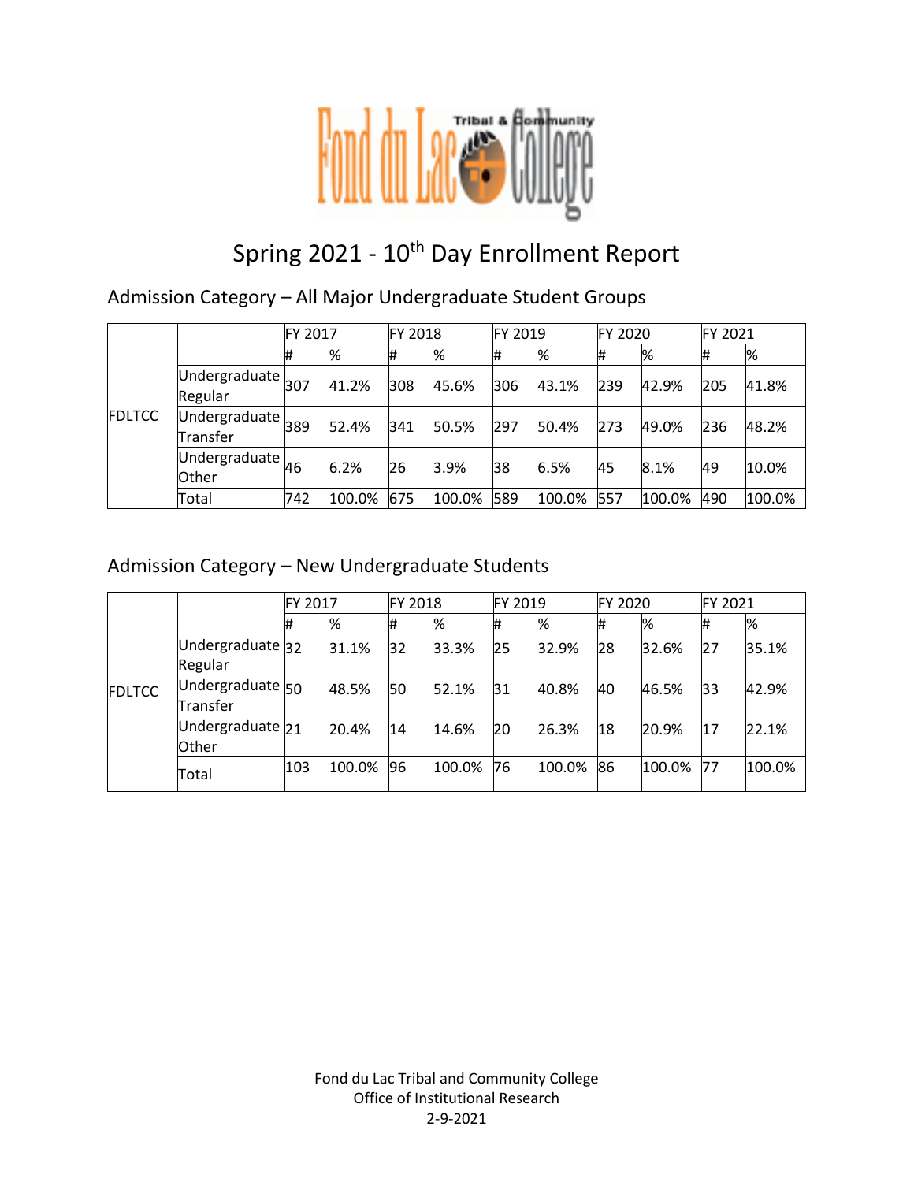# Spring 2021 - 10th Day Enrollment Report

## Admission Category – All Major Undergraduate Student Groups

| | | FY 2017 | | FY 2018 | | FY 2019 | | FY 2020 | | FY 2021 | |
|---|---|---|---|---|---|---|---|---|---|---|---|
| | | # | % | # | % | # | % | # | % | # | % |
| FDLTCC | Undergraduate Regular | 307 | 41.2% | 308 | 45.6% | 306 | 43.1% | 239 | 42.9% | 205 | 41.8% |
| | Undergraduate Transfer | 389 | 52.4% | 341 | 50.5% | 297 | 50.4% | 273 | 49.0% | 236 | 48.2% |
| | Undergraduate Other | 46 | 6.2% | 26 | 3.9% | 38 | 6.5% | 45 | 8.1% | 49 | 10.0% |
| | Total | 742 | 100.0% | 675 | 100.0% | 589 | 100.0% | 557 | 100.0% | 490 | 100.0% |

## Admission Category – New Undergraduate Students

| | | FY 2017 | | FY 2018 | | FY 2019 | | FY 2020 | | FY 2021 | |
|---|---|---|---|---|---|---|---|---|---|---|---|
| | | # | % | # | % | # | % | # | % | # | % |
| FDLTCC | Undergraduate Regular | 32 | 31.1% | 32 | 33.3% | 25 | 32.9% | 28 | 32.6% | 27 | 35.1% |
| | Undergraduate Transfer | 50 | 48.5% | 50 | 52.1% | 31 | 40.8% | 40 | 46.5% | 33 | 42.9% |
| | Undergraduate Other | 21 | 20.4% | 14 | 14.6% | 20 | 26.3% | 18 | 20.9% | 17 | 22.1% |
| | Total | 103 | 100.0% | 96 | 100.0% | 76 | 100.0% | 86 | 100.0% | 77 | 100.0% |

Fond du Lac Tribal and Community College
Office of Institutional Research
2-9-2021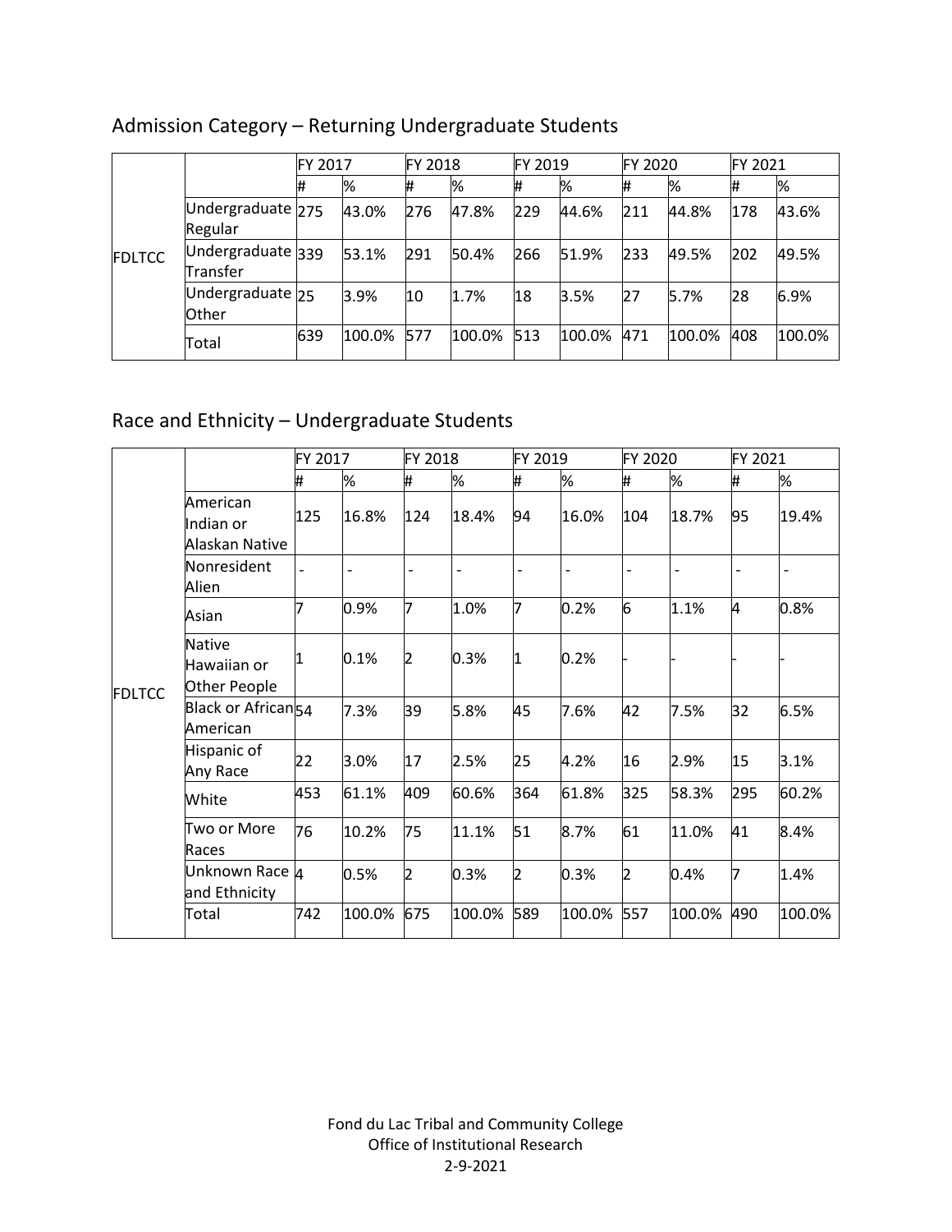## Admission Category – Returning Undergraduate Students

| | | FY 2017 | | FY 2018 | | FY 2019 | | FY 2020 | | FY 2021 | |
|---|---|---|---|---|---|---|---|---|---|---|---|
| | | # | % | # | % | # | % | # | % | # | % |
| FDLTCC | Undergraduate Regular | 275 | 43.0% | 276 | 47.8% | 229 | 44.6% | 211 | 44.8% | 178 | 43.6% |
| | Undergraduate Transfer | 339 | 53.1% | 291 | 50.4% | 266 | 51.9% | 233 | 49.5% | 202 | 49.5% |
| | Undergraduate Other | 25 | 3.9% | 10 | 1.7% | 18 | 3.5% | 27 | 5.7% | 28 | 6.9% |
| | Total | 639 | 100.0% | 577 | 100.0% | 513 | 100.0% | 471 | 100.0% | 408 | 100.0% |

## Race and Ethnicity – Undergraduate Students

| | | FY 2017 | | FY 2018 | | FY 2019 | | FY 2020 | | FY 2021 | |
|---|---|---|---|---|---|---|---|---|---|---|---|
| | | # | % | # | % | # | % | # | % | # | % |
| FDLTCC | American Indian or Alaskan Native | 125 | 16.8% | 124 | 18.4% | 94 | 16.0% | 104 | 18.7% | 95 | 19.4% |
| | Nonresident Alien | - | - | - | - | - | - | - | - | - | - |
| | Asian | 7 | 0.9% | 7 | 1.0% | 7 | 0.2% | 6 | 1.1% | 4 | 0.8% |
| | Native Hawaiian or Other People | 1 | 0.1% | 2 | 0.3% | 1 | 0.2% | - | - | - | - |
| | Black or African American | 54 | 7.3% | 39 | 5.8% | 45 | 7.6% | 42 | 7.5% | 32 | 6.5% |
| | Hispanic of Any Race | 22 | 3.0% | 17 | 2.5% | 25 | 4.2% | 16 | 2.9% | 15 | 3.1% |
| | White | 453 | 61.1% | 409 | 60.6% | 364 | 61.8% | 325 | 58.3% | 295 | 60.2% |
| | Two or More Races | 76 | 10.2% | 75 | 11.1% | 51 | 8.7% | 61 | 11.0% | 41 | 8.4% |
| | Unknown Race and Ethnicity | 4 | 0.5% | 2 | 0.3% | 2 | 0.3% | 2 | 0.4% | 7 | 1.4% |
| | Total | 742 | 100.0% | 675 | 100.0% | 589 | 100.0% | 557 | 100.0% | 490 | 100.0% |

Fond du Lac Tribal and Community College
Office of Institutional Research
2-9-2021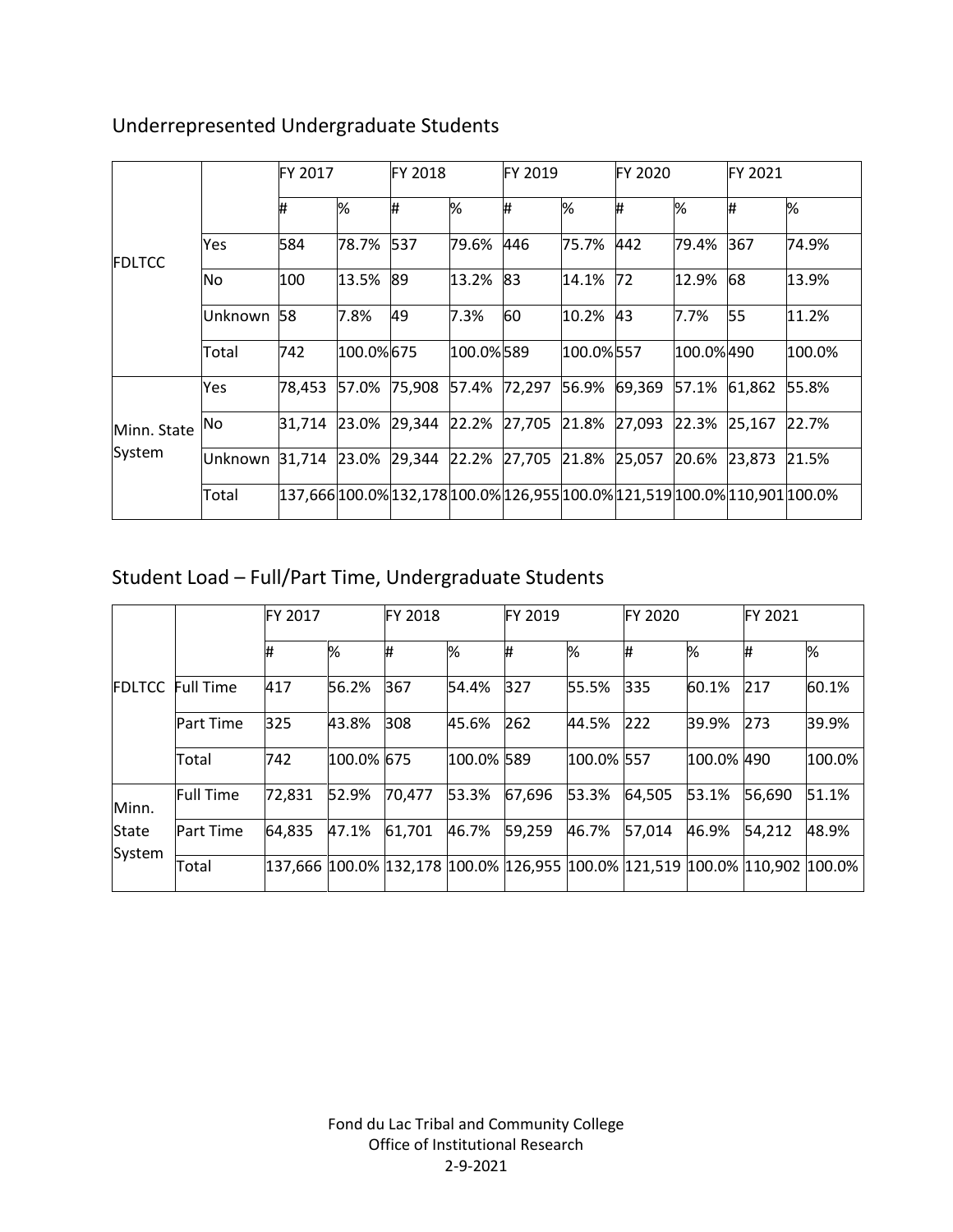## Underrepresented Undergraduate Students

| | | FY 2017 | | FY 2018 | | FY 2019 | | FY 2020 | | FY 2021 | |
|---|---|---|---|---|---|---|---|---|---|---|---|
| | | # | % | # | % | # | % | # | % | # | % |
| FDLTCC | Yes | 584 | 78.7% | 537 | 79.6% | 446 | 75.7% | 442 | 79.4% | 367 | 74.9% |
| | No | 100 | 13.5% | 89 | 13.2% | 83 | 14.1% | 72 | 12.9% | 68 | 13.9% |
| | Unknown | 58 | 7.8% | 49 | 7.3% | 60 | 10.2% | 43 | 7.7% | 55 | 11.2% |
| | Total | 742 | 100.0% | 675 | 100.0% | 589 | 100.0% | 557 | 100.0% | 490 | 100.0% |
| Minn. State System | Yes | 78,453 | 57.0% | 75,908 | 57.4% | 72,297 | 56.9% | 69,369 | 57.1% | 61,862 | 55.8% |
| | No | 31,714 | 23.0% | 29,344 | 22.2% | 27,705 | 21.8% | 27,093 | 22.3% | 25,167 | 22.7% |
| | Unknown | 31,714 | 23.0% | 29,344 | 22.2% | 27,705 | 21.8% | 25,057 | 20.6% | 23,873 | 21.5% |
| | Total | 137,666 | 100.0% | 132,178 | 100.0% | 126,955 | 100.0% | 121,519 | 100.0% | 110,901 | 100.0% |

## Student Load – Full/Part Time, Undergraduate Students

| | | FY 2017 | | FY 2018 | | FY 2019 | | FY 2020 | | FY 2021 | |
|---|---|---|---|---|---|---|---|---|---|---|---|
| | | # | % | # | % | # | % | # | % | # | % |
| FDLTCC | Full Time | 417 | 56.2% | 367 | 54.4% | 327 | 55.5% | 335 | 60.1% | 217 | 60.1% |
| | Part Time | 325 | 43.8% | 308 | 45.6% | 262 | 44.5% | 222 | 39.9% | 273 | 39.9% |
| | Total | 742 | 100.0% | 675 | 100.0% | 589 | 100.0% | 557 | 100.0% | 490 | 100.0% |
| Minn. State System | Full Time | 72,831 | 52.9% | 70,477 | 53.3% | 67,696 | 53.3% | 64,505 | 53.1% | 56,690 | 51.1% |
| | Part Time | 64,835 | 47.1% | 61,701 | 46.7% | 59,259 | 46.7% | 57,014 | 46.9% | 54,212 | 48.9% |
| | Total | 137,666 | 100.0% | 132,178 | 100.0% | 126,955 | 100.0% | 121,519 | 100.0% | 110,902 | 100.0% |

Fond du Lac Tribal and Community College
Office of Institutional Research
2-9-2021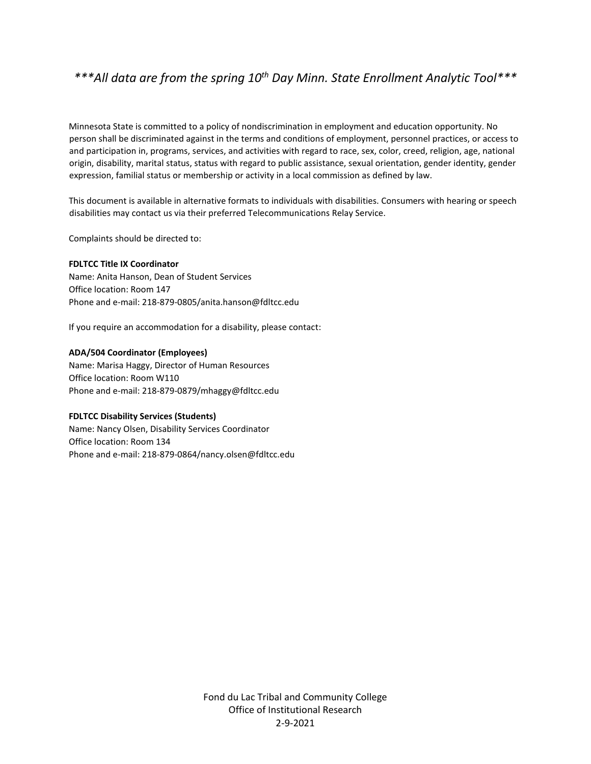*\*\*\*All data are from the spring 10th Day Minn. State Enrollment Analytic Tool\*\*\**

Minnesota State is committed to a policy of nondiscrimination in employment and education opportunity. No person shall be discriminated against in the terms and conditions of employment, personnel practices, or access to and participation in, programs, services, and activities with regard to race, sex, color, creed, religion, age, national origin, disability, marital status, status with regard to public assistance, sexual orientation, gender identity, gender expression, familial status or membership or activity in a local commission as defined by law.

This document is available in alternative formats to individuals with disabilities. Consumers with hearing or speech disabilities may contact us via their preferred Telecommunications Relay Service.

Complaints should be directed to:

**FDLTCC Title IX Coordinator**
Name: Anita Hanson, Dean of Student Services
Office location: Room 147
Phone and e-mail: 218-879-0805/anita.hanson@fdltcc.edu

If you require an accommodation for a disability, please contact:

**ADA/504 Coordinator (Employees)**
Name: Marisa Haggy, Director of Human Resources
Office location: Room W110
Phone and e-mail: 218-879-0879/mhaggy@fdltcc.edu

**FDLTCC Disability Services (Students)**
Name: Nancy Olsen, Disability Services Coordinator
Office location: Room 134
Phone and e-mail: 218-879-0864/nancy.olsen@fdltcc.edu

Fond du Lac Tribal and Community College
Office of Institutional Research
2-9-2021